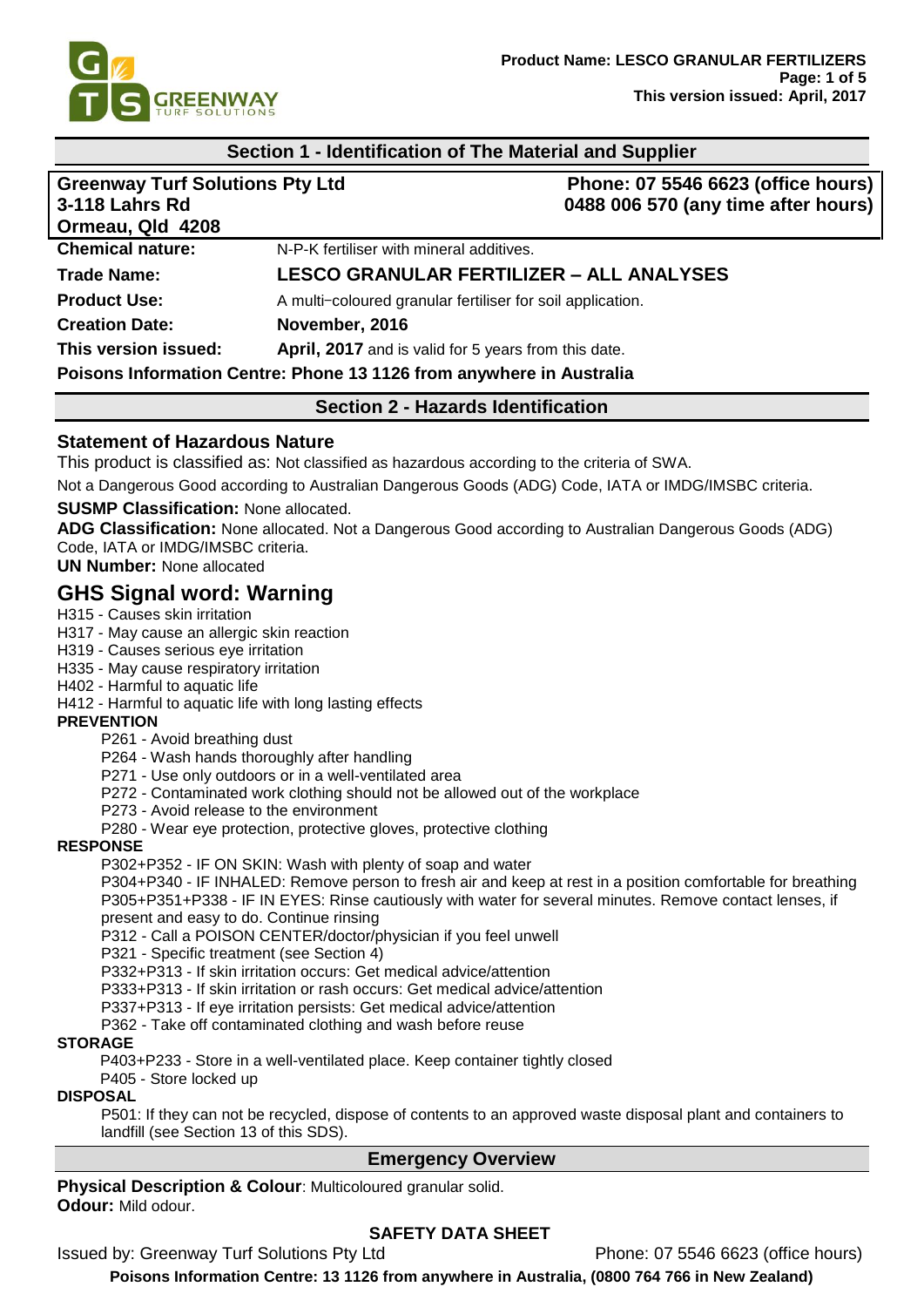## Section 1 - Identification of The Material and Supplier

**Greenway Turf Solutions Pty Ltd**
**3-118 Lahrs Rd**
**Ormeau, Qld 4208**

**Phone: 07 5546 6623 (office hours)**
**0488 006 570 (any time after hours)**

| | |
|---|---|
| **Chemical nature:** | N-P-K fertiliser with mineral additives. |
| **Trade Name:** | **LESCO GRANULAR FERTILIZER – ALL ANALYSES** |
| **Product Use:** | A multi-coloured granular fertiliser for soil application. |
| **Creation Date:** | **November, 2016** |
| **This version issued:** | **April, 2017** and is valid for 5 years from this date. |

**Poisons Information Centre: Phone 13 1126 from anywhere in Australia**

## Section 2 - Hazards Identification

### Statement of Hazardous Nature

This product is classified as: Not classified as hazardous according to the criteria of SWA.

Not a Dangerous Good according to Australian Dangerous Goods (ADG) Code, IATA or IMDG/IMSBC criteria.

**SUSMP Classification:** None allocated.

**ADG Classification:** None allocated. Not a Dangerous Good according to Australian Dangerous Goods (ADG) Code, IATA or IMDG/IMSBC criteria.

**UN Number:** None allocated

## GHS Signal word: Warning

H315 - Causes skin irritation
H317 - May cause an allergic skin reaction
H319 - Causes serious eye irritation
H335 - May cause respiratory irritation
H402 - Harmful to aquatic life
H412 - Harmful to aquatic life with long lasting effects

**PREVENTION**

P261 - Avoid breathing dust
P264 - Wash hands thoroughly after handling
P271 - Use only outdoors or in a well-ventilated area
P272 - Contaminated work clothing should not be allowed out of the workplace
P273 - Avoid release to the environment
P280 - Wear eye protection, protective gloves, protective clothing

**RESPONSE**

P302+P352 - IF ON SKIN: Wash with plenty of soap and water
P304+P340 - IF INHALED: Remove person to fresh air and keep at rest in a position comfortable for breathing
P305+P351+P338 - IF IN EYES: Rinse cautiously with water for several minutes. Remove contact lenses, if present and easy to do. Continue rinsing
P312 - Call a POISON CENTER/doctor/physician if you feel unwell
P321 - Specific treatment (see Section 4)
P332+P313 - If skin irritation occurs: Get medical advice/attention
P333+P313 - If skin irritation or rash occurs: Get medical advice/attention
P337+P313 - If eye irritation persists: Get medical advice/attention
P362 - Take off contaminated clothing and wash before reuse

**STORAGE**

P403+P233 - Store in a well-ventilated place. Keep container tightly closed
P405 - Store locked up

**DISPOSAL**

P501: If they can not be recycled, dispose of contents to an approved waste disposal plant and containers to landfill (see Section 13 of this SDS).

## Emergency Overview

**Physical Description & Colour**: Multicoloured granular solid.
**Odour:** Mild odour.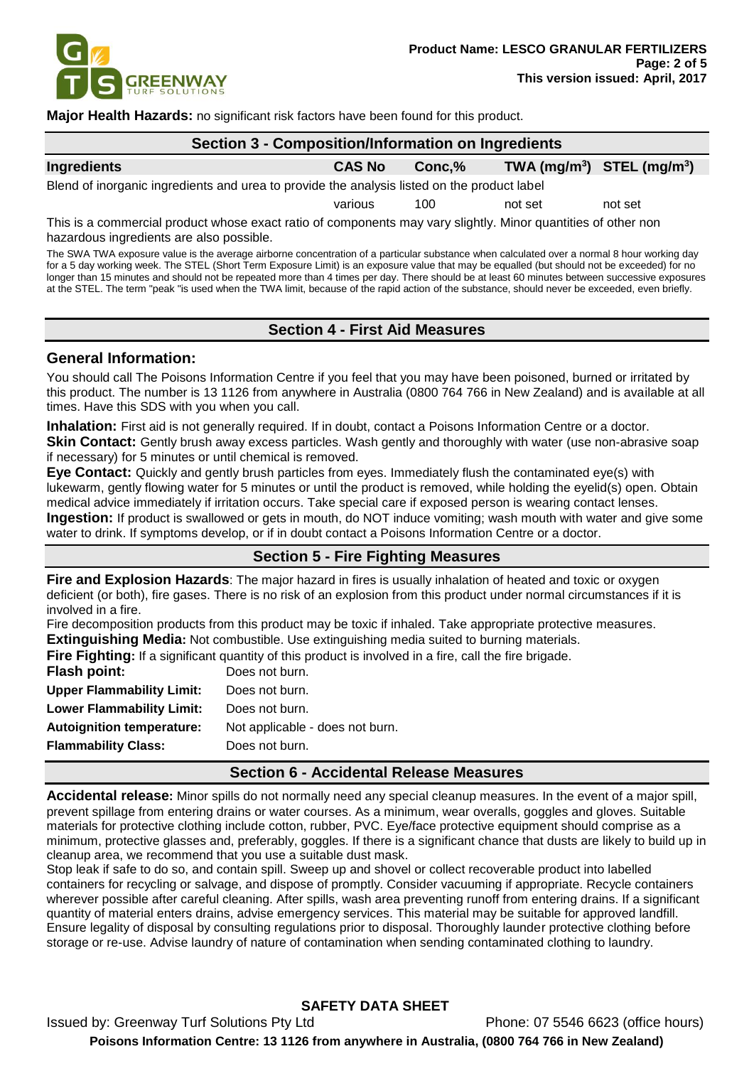**Major Health Hazards:** no significant risk factors have been found for this product.

## Section 3 - Composition/Information on Ingredients

| Ingredients | CAS No | Conc,% | TWA (mg/m$^3$) | STEL (mg/m$^3$) |
|---|---|---|---|---|
| Blend of inorganic ingredients and urea to provide the analysis listed on the product label | | | | |
| | various | 100 | not set | not set |

This is a commercial product whose exact ratio of components may vary slightly. Minor quantities of other non hazardous ingredients are also possible.

The SWA TWA exposure value is the average airborne concentration of a particular substance when calculated over a normal 8 hour working day for a 5 day working week. The STEL (Short Term Exposure Limit) is an exposure value that may be equalled (but should not be exceeded) for no longer than 15 minutes and should not be repeated more than 4 times per day. There should be at least 60 minutes between successive exposures at the STEL. The term "peak "is used when the TWA limit, because of the rapid action of the substance, should never be exceeded, even briefly.

## Section 4 - First Aid Measures

### General Information:

You should call The Poisons Information Centre if you feel that you may have been poisoned, burned or irritated by this product. The number is 13 1126 from anywhere in Australia (0800 764 766 in New Zealand) and is available at all times. Have this SDS with you when you call.

**Inhalation:** First aid is not generally required. If in doubt, contact a Poisons Information Centre or a doctor.

**Skin Contact:** Gently brush away excess particles. Wash gently and thoroughly with water (use non-abrasive soap if necessary) for 5 minutes or until chemical is removed.

**Eye Contact:** Quickly and gently brush particles from eyes. Immediately flush the contaminated eye(s) with lukewarm, gently flowing water for 5 minutes or until the product is removed, while holding the eyelid(s) open. Obtain medical advice immediately if irritation occurs. Take special care if exposed person is wearing contact lenses.

**Ingestion:** If product is swallowed or gets in mouth, do NOT induce vomiting; wash mouth with water and give some water to drink. If symptoms develop, or if in doubt contact a Poisons Information Centre or a doctor.

## Section 5 - Fire Fighting Measures

**Fire and Explosion Hazards**: The major hazard in fires is usually inhalation of heated and toxic or oxygen deficient (or both), fire gases. There is no risk of an explosion from this product under normal circumstances if it is involved in a fire.

Fire decomposition products from this product may be toxic if inhaled. Take appropriate protective measures.

**Extinguishing Media:** Not combustible. Use extinguishing media suited to burning materials.

**Fire Fighting:** If a significant quantity of this product is involved in a fire, call the fire brigade.

| | |
|---|---|
| **Flash point:** | Does not burn. |
| **Upper Flammability Limit:** | Does not burn. |
| **Lower Flammability Limit:** | Does not burn. |
| **Autoignition temperature:** | Not applicable - does not burn. |
| **Flammability Class:** | Does not burn. |

## Section 6 - Accidental Release Measures

**Accidental release:** Minor spills do not normally need any special cleanup measures. In the event of a major spill, prevent spillage from entering drains or water courses. As a minimum, wear overalls, goggles and gloves. Suitable materials for protective clothing include cotton, rubber, PVC. Eye/face protective equipment should comprise as a minimum, protective glasses and, preferably, goggles. If there is a significant chance that dusts are likely to build up in cleanup area, we recommend that you use a suitable dust mask.

Stop leak if safe to do so, and contain spill. Sweep up and shovel or collect recoverable product into labelled containers for recycling or salvage, and dispose of promptly. Consider vacuuming if appropriate. Recycle containers wherever possible after careful cleaning. After spills, wash area preventing runoff from entering drains. If a significant quantity of material enters drains, advise emergency services. This material may be suitable for approved landfill. Ensure legality of disposal by consulting regulations prior to disposal. Thoroughly launder protective clothing before storage or re-use. Advise laundry of nature of contamination when sending contaminated clothing to laundry.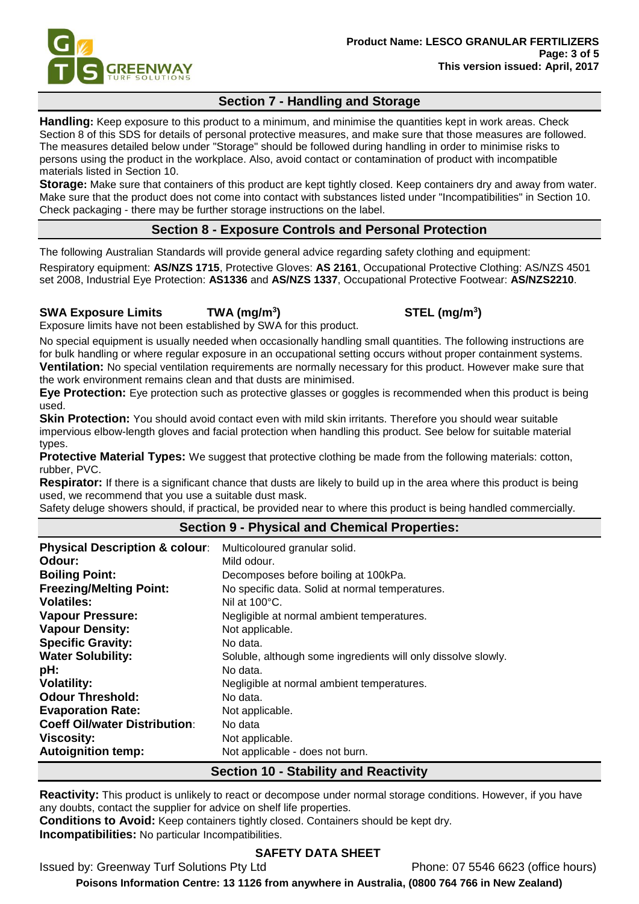## Section 7 - Handling and Storage

**Handling:** Keep exposure to this product to a minimum, and minimise the quantities kept in work areas. Check Section 8 of this SDS for details of personal protective measures, and make sure that those measures are followed. The measures detailed below under "Storage" should be followed during handling in order to minimise risks to persons using the product in the workplace. Also, avoid contact or contamination of product with incompatible materials listed in Section 10.

**Storage:** Make sure that containers of this product are kept tightly closed. Keep containers dry and away from water. Make sure that the product does not come into contact with substances listed under "Incompatibilities" in Section 10. Check packaging - there may be further storage instructions on the label.

## Section 8 - Exposure Controls and Personal Protection

The following Australian Standards will provide general advice regarding safety clothing and equipment:

Respiratory equipment: **AS/NZS 1715**, Protective Gloves: **AS 2161**, Occupational Protective Clothing: AS/NZS 4501 set 2008, Industrial Eye Protection: **AS1336** and **AS/NZS 1337**, Occupational Protective Footwear: **AS/NZS2210**.

| **SWA Exposure Limits** | **TWA ($mg/m^3$)** | **STEL ($mg/m^3$)** |
|---|---|---|

Exposure limits have not been established by SWA for this product.

No special equipment is usually needed when occasionally handling small quantities. The following instructions are for bulk handling or where regular exposure in an occupational setting occurs without proper containment systems.

**Ventilation:** No special ventilation requirements are normally necessary for this product. However make sure that the work environment remains clean and that dusts are minimised.

**Eye Protection:** Eye protection such as protective glasses or goggles is recommended when this product is being used.

**Skin Protection:** You should avoid contact even with mild skin irritants. Therefore you should wear suitable impervious elbow-length gloves and facial protection when handling this product. See below for suitable material types.

**Protective Material Types:** We suggest that protective clothing be made from the following materials: cotton, rubber, PVC.

**Respirator:** If there is a significant chance that dusts are likely to build up in the area where this product is being used, we recommend that you use a suitable dust mask.

Safety deluge showers should, if practical, be provided near to where this product is being handled commercially.

## Section 9 - Physical and Chemical Properties:

| | |
|---|---|
| **Physical Description & colour**: | Multicoloured granular solid. |
| **Odour:** | Mild odour. |
| **Boiling Point:** | Decomposes before boiling at 100kPa. |
| **Freezing/Melting Point:** | No specific data. Solid at normal temperatures. |
| **Volatiles:** | Nil at 100°C. |
| **Vapour Pressure:** | Negligible at normal ambient temperatures. |
| **Vapour Density:** | Not applicable. |
| **Specific Gravity:** | No data. |
| **Water Solubility:** | Soluble, although some ingredients will only dissolve slowly. |
| **pH:** | No data. |
| **Volatility:** | Negligible at normal ambient temperatures. |
| **Odour Threshold:** | No data. |
| **Evaporation Rate:** | Not applicable. |
| **Coeff Oil/water Distribution**: | No data |
| **Viscosity:** | Not applicable. |
| **Autoignition temp:** | Not applicable - does not burn. |

## Section 10 - Stability and Reactivity

**Reactivity:** This product is unlikely to react or decompose under normal storage conditions. However, if you have any doubts, contact the supplier for advice on shelf life properties.

**Conditions to Avoid:** Keep containers tightly closed. Containers should be kept dry.

**Incompatibilities:** No particular Incompatibilities.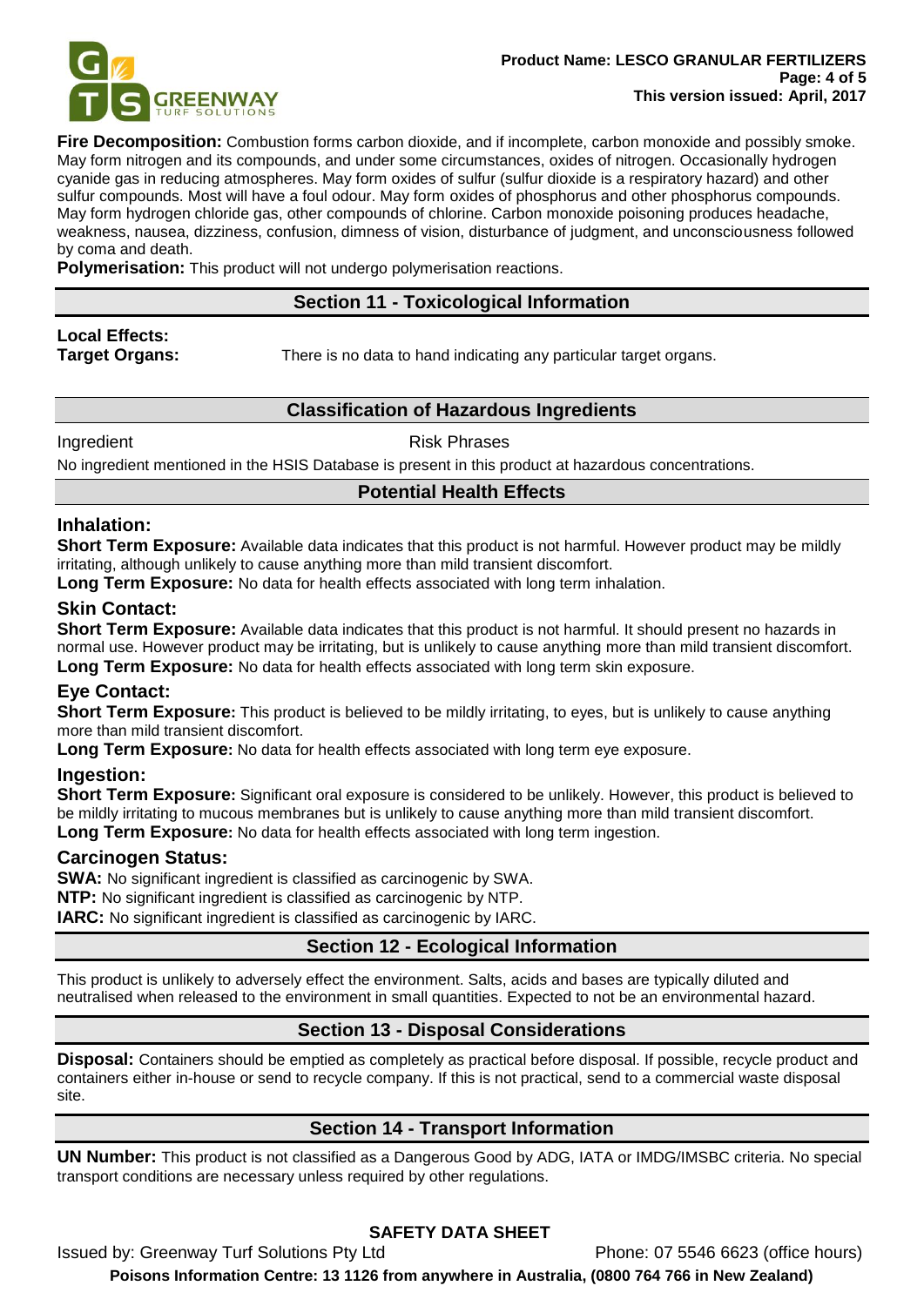**Fire Decomposition:** Combustion forms carbon dioxide, and if incomplete, carbon monoxide and possibly smoke. May form nitrogen and its compounds, and under some circumstances, oxides of nitrogen. Occasionally hydrogen cyanide gas in reducing atmospheres. May form oxides of sulfur (sulfur dioxide is a respiratory hazard) and other sulfur compounds. Most will have a foul odour. May form oxides of phosphorus and other phosphorus compounds. May form hydrogen chloride gas, other compounds of chlorine. Carbon monoxide poisoning produces headache, weakness, nausea, dizziness, confusion, dimness of vision, disturbance of judgment, and unconsciousness followed by coma and death.

**Polymerisation:** This product will not undergo polymerisation reactions.

## Section 11 - Toxicological Information

**Local Effects:**

**Target Organs:** There is no data to hand indicating any particular target organs.

### Classification of Hazardous Ingredients

| Ingredient | Risk Phrases |
|---|---|

No ingredient mentioned in the HSIS Database is present in this product at hazardous concentrations.

### Potential Health Effects

#### Inhalation:

**Short Term Exposure:** Available data indicates that this product is not harmful. However product may be mildly irritating, although unlikely to cause anything more than mild transient discomfort.

**Long Term Exposure:** No data for health effects associated with long term inhalation.

#### Skin Contact:

**Short Term Exposure:** Available data indicates that this product is not harmful. It should present no hazards in normal use. However product may be irritating, but is unlikely to cause anything more than mild transient discomfort.

**Long Term Exposure:** No data for health effects associated with long term skin exposure.

#### Eye Contact:

**Short Term Exposure:** This product is believed to be mildly irritating, to eyes, but is unlikely to cause anything more than mild transient discomfort.

**Long Term Exposure:** No data for health effects associated with long term eye exposure.

#### Ingestion:

**Short Term Exposure:** Significant oral exposure is considered to be unlikely. However, this product is believed to be mildly irritating to mucous membranes but is unlikely to cause anything more than mild transient discomfort.

**Long Term Exposure:** No data for health effects associated with long term ingestion.

#### Carcinogen Status:

**SWA:** No significant ingredient is classified as carcinogenic by SWA.

**NTP:** No significant ingredient is classified as carcinogenic by NTP.

**IARC:** No significant ingredient is classified as carcinogenic by IARC.

## Section 12 - Ecological Information

This product is unlikely to adversely effect the environment. Salts, acids and bases are typically diluted and neutralised when released to the environment in small quantities. Expected to not be an environmental hazard.

## Section 13 - Disposal Considerations

**Disposal:** Containers should be emptied as completely as practical before disposal. If possible, recycle product and containers either in-house or send to recycle company. If this is not practical, send to a commercial waste disposal site.

## Section 14 - Transport Information

**UN Number:** This product is not classified as a Dangerous Good by ADG, IATA or IMDG/IMSBC criteria. No special transport conditions are necessary unless required by other regulations.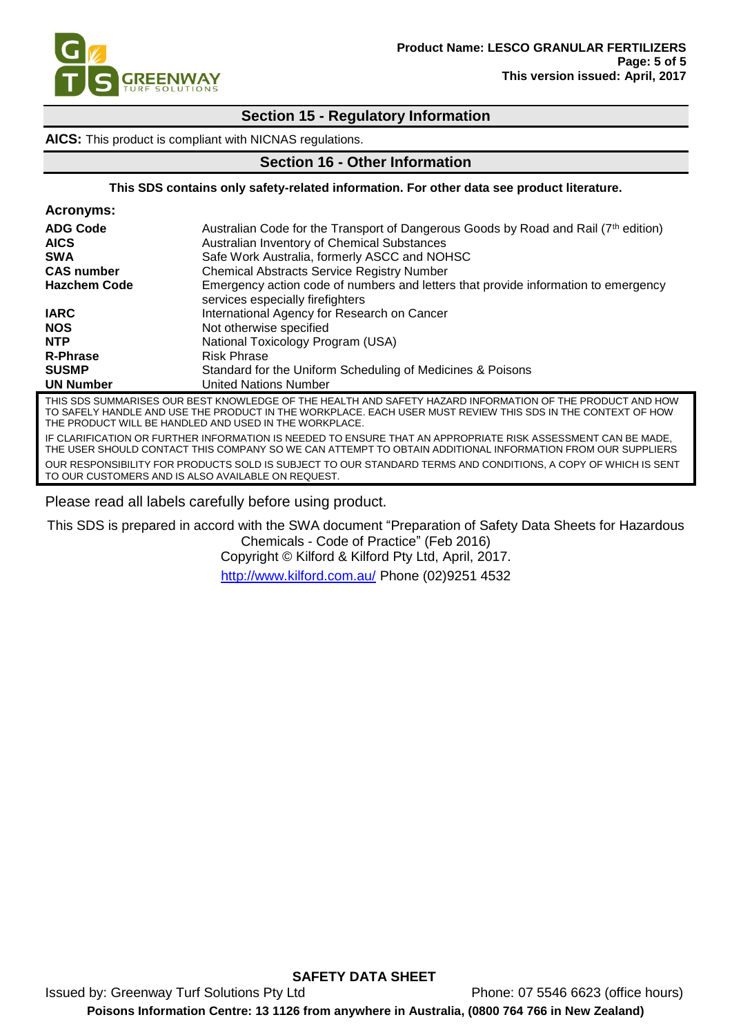## Section 15 - Regulatory Information

**AICS:** This product is compliant with NICNAS regulations.

## Section 16 - Other Information

**This SDS contains only safety-related information. For other data see product literature.**

**Acronyms:**

| | |
|---|---|
| **ADG Code** | Australian Code for the Transport of Dangerous Goods by Road and Rail (7th edition) |
| **AICS** | Australian Inventory of Chemical Substances |
| **SWA** | Safe Work Australia, formerly ASCC and NOHSC |
| **CAS number** | Chemical Abstracts Service Registry Number |
| **Hazchem Code** | Emergency action code of numbers and letters that provide information to emergency services especially firefighters |
| **IARC** | International Agency for Research on Cancer |
| **NOS** | Not otherwise specified |
| **NTP** | National Toxicology Program (USA) |
| **R-Phrase** | Risk Phrase |
| **SUSMP** | Standard for the Uniform Scheduling of Medicines & Poisons |
| **UN Number** | United Nations Number |

THIS SDS SUMMARISES OUR BEST KNOWLEDGE OF THE HEALTH AND SAFETY HAZARD INFORMATION OF THE PRODUCT AND HOW TO SAFELY HANDLE AND USE THE PRODUCT IN THE WORKPLACE. EACH USER MUST REVIEW THIS SDS IN THE CONTEXT OF HOW THE PRODUCT WILL BE HANDLED AND USED IN THE WORKPLACE.

IF CLARIFICATION OR FURTHER INFORMATION IS NEEDED TO ENSURE THAT AN APPROPRIATE RISK ASSESSMENT CAN BE MADE, THE USER SHOULD CONTACT THIS COMPANY SO WE CAN ATTEMPT TO OBTAIN ADDITIONAL INFORMATION FROM OUR SUPPLIERS

OUR RESPONSIBILITY FOR PRODUCTS SOLD IS SUBJECT TO OUR STANDARD TERMS AND CONDITIONS, A COPY OF WHICH IS SENT TO OUR CUSTOMERS AND IS ALSO AVAILABLE ON REQUEST.

Please read all labels carefully before using product.

This SDS is prepared in accord with the SWA document "Preparation of Safety Data Sheets for Hazardous Chemicals - Code of Practice" (Feb 2016)
Copyright © Kilford & Kilford Pty Ltd, April, 2017.
http://www.kilford.com.au/ Phone (02)9251 4532